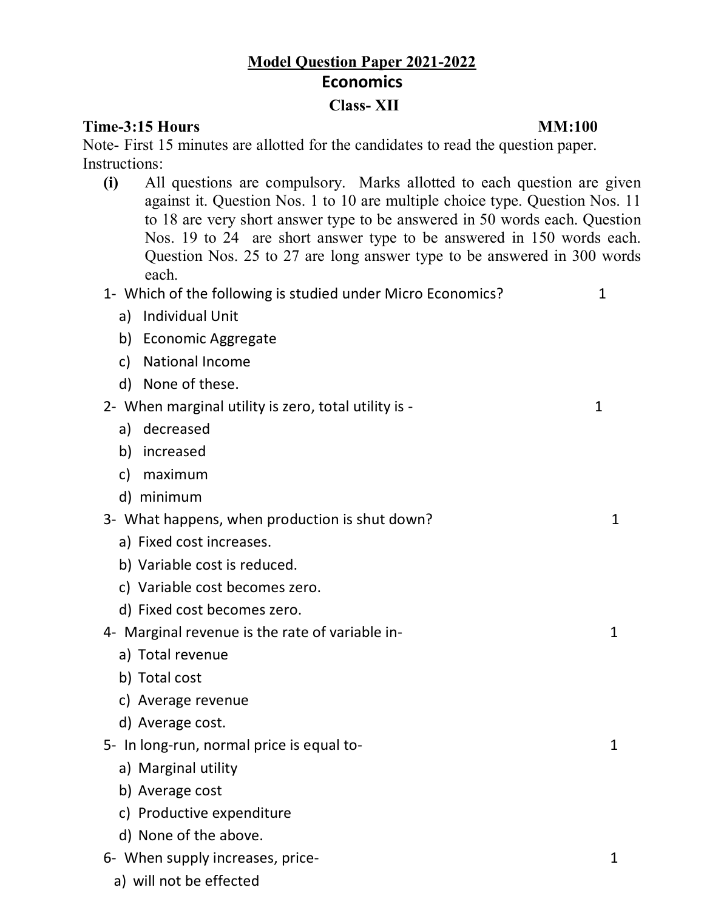# Model Question Paper 2021-2022

## Economics

### Class- XII

**Time-3:15 Hours** **MM:100**

Note- First 15 minutes are allotted for the candidates to read the question paper.

Instructions:

**(i)** All questions are compulsory. Marks allotted to each question are given against it. Question Nos. 1 to 10 are multiple choice type. Question Nos. 11 to 18 are very short answer type to be answered in 50 words each. Question Nos. 19 to 24 are short answer type to be answered in 150 words each. Question Nos. 25 to 27 are long answer type to be answered in 300 words each.

1- Which of the following is studied under Micro Economics? 1

a) Individual Unit
b) Economic Aggregate
c) National Income
d) None of these.

2- When marginal utility is zero, total utility is - 1

a) decreased
b) increased
c) maximum
d) minimum

3- What happens, when production is shut down? 1

a) Fixed cost increases.
b) Variable cost is reduced.
c) Variable cost becomes zero.
d) Fixed cost becomes zero.

4- Marginal revenue is the rate of variable in- 1

a) Total revenue
b) Total cost
c) Average revenue
d) Average cost.

5- In long-run, normal price is equal to- 1

a) Marginal utility
b) Average cost
c) Productive expenditure
d) None of the above.

6- When supply increases, price- 1

a) will not be effected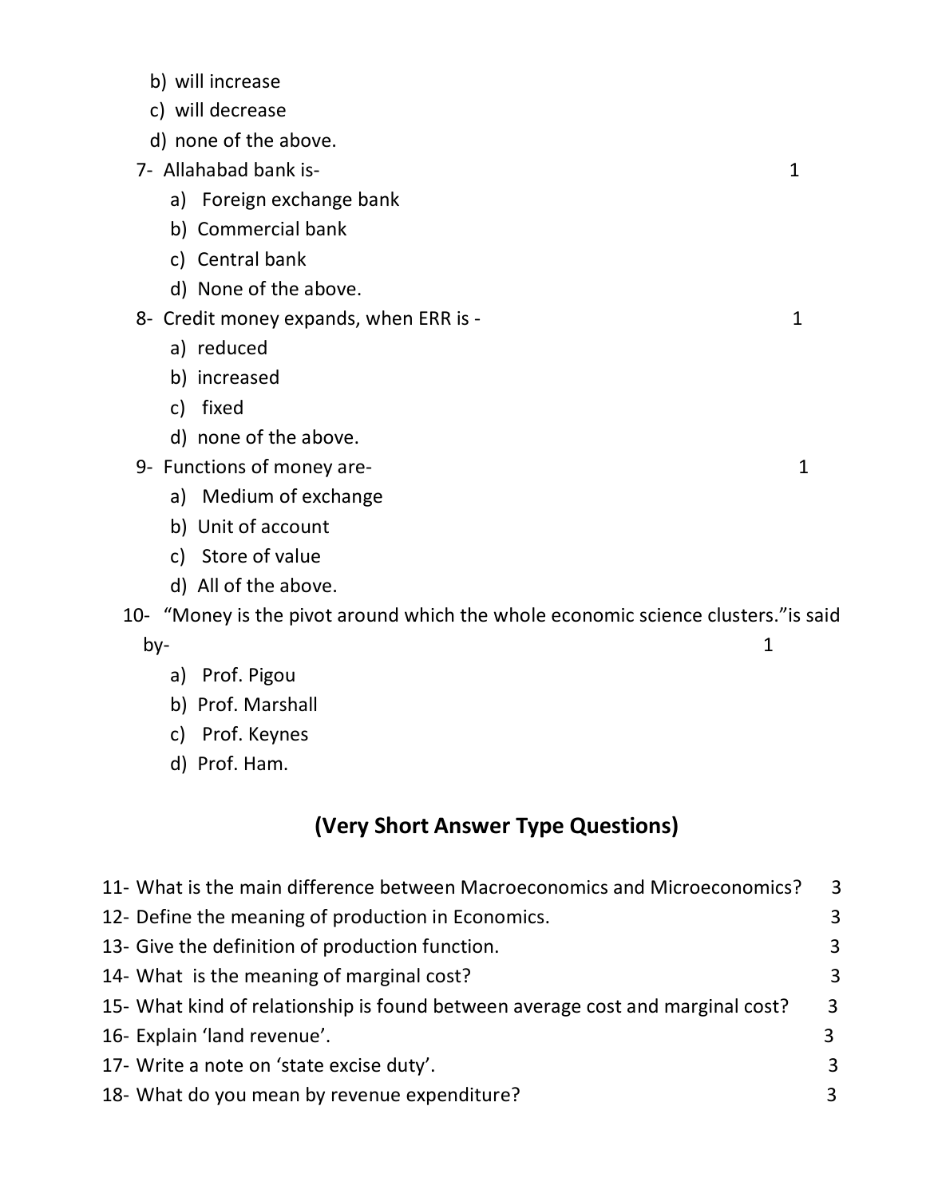b) will increase
c) will decrease
d) none of the above.

7- Allahabad bank is- 1

a) Foreign exchange bank
b) Commercial bank
c) Central bank
d) None of the above.

8- Credit money expands, when ERR is - 1

a) reduced
b) increased
c) fixed
d) none of the above.

9- Functions of money are- 1

a) Medium of exchange
b) Unit of account
c) Store of value
d) All of the above.

10- "Money is the pivot around which the whole economic science clusters."is said by- 1

a) Prof. Pigou
b) Prof. Marshall
c) Prof. Keynes
d) Prof. Ham.

## (Very Short Answer Type Questions)

11- What is the main difference between Macroeconomics and Microeconomics? 3

12- Define the meaning of production in Economics. 3

13- Give the definition of production function. 3

14- What is the meaning of marginal cost? 3

15- What kind of relationship is found between average cost and marginal cost? 3

16- Explain 'land revenue'. 3

17- Write a note on 'state excise duty'. 3

18- What do you mean by revenue expenditure? 3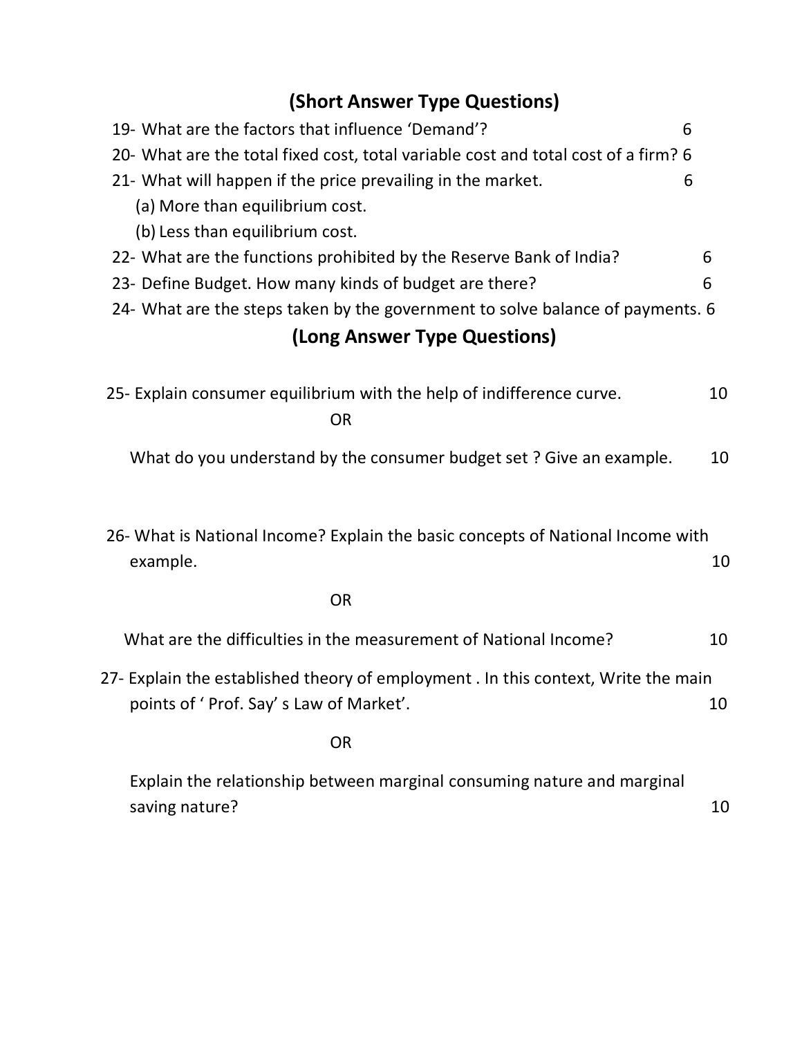## (Short Answer Type Questions)

19- What are the factors that influence 'Demand'? 6

20- What are the total fixed cost, total variable cost and total cost of a firm? 6

21- What will happen if the price prevailing in the market. 6

(a) More than equilibrium cost.

(b) Less than equilibrium cost.

22- What are the functions prohibited by the Reserve Bank of India? 6

23- Define Budget. How many kinds of budget are there? 6

24- What are the steps taken by the government to solve balance of payments. 6

## (Long Answer Type Questions)

25- Explain consumer equilibrium with the help of indifference curve. 10

OR

What do you understand by the consumer budget set ? Give an example. 10

26- What is National Income? Explain the basic concepts of National Income with example. 10

OR

What are the difficulties in the measurement of National Income? 10

27- Explain the established theory of employment . In this context, Write the main points of ' Prof. Say' s Law of Market'. 10

OR

Explain the relationship between marginal consuming nature and marginal saving nature? 10